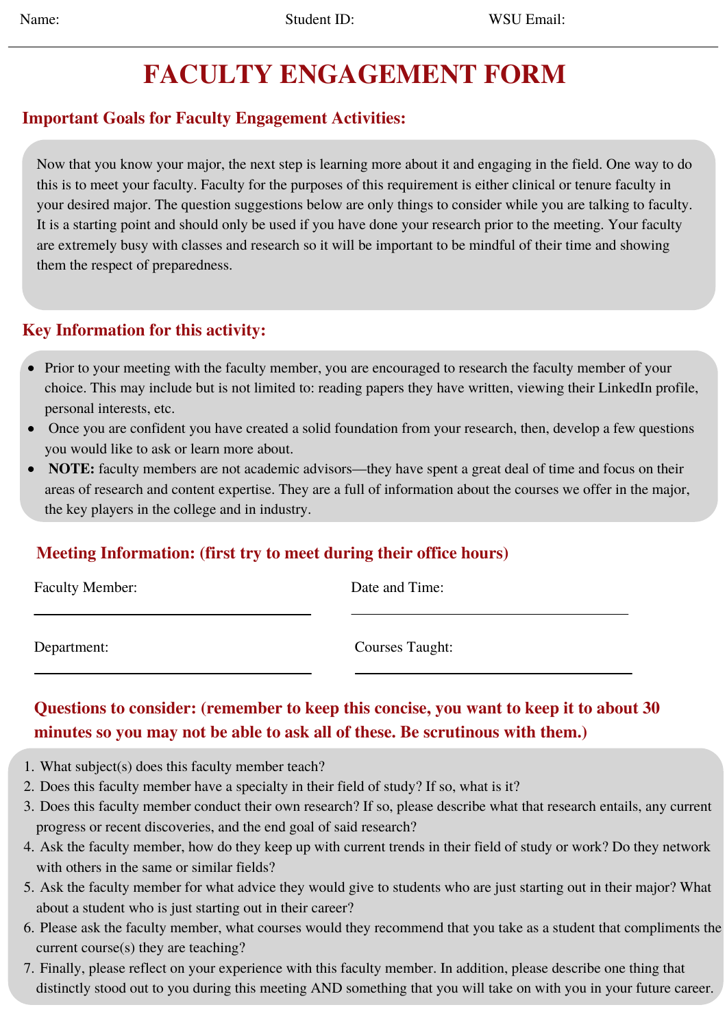Name: Student ID: WSU Email:

---

# FACULTY ENGAGEMENT FORM

## Important Goals for Faculty Engagement Activities:

Now that you know your major, the next step is learning more about it and engaging in the field. One way to do this is to meet your faculty. Faculty for the purposes of this requirement is either clinical or tenure faculty in your desired major. The question suggestions below are only things to consider while you are talking to faculty. It is a starting point and should only be used if you have done your research prior to the meeting. Your faculty are extremely busy with classes and research so it will be important to be mindful of their time and showing them the respect of preparedness.

## Key Information for this activity:

- Prior to your meeting with the faculty member, you are encouraged to research the faculty member of your choice. This may include but is not limited to: reading papers they have written, viewing their LinkedIn profile, personal interests, etc.
- Once you are confident you have created a solid foundation from your research, then, develop a few questions you would like to ask or learn more about.
- **NOTE:** faculty members are not academic advisors—they have spent a great deal of time and focus on their areas of research and content expertise. They are a full of information about the courses we offer in the major, the key players in the college and in industry.

## Meeting Information: (first try to meet during their office hours)

Faculty Member: ____________________ Date and Time: ____________________

Department: ____________________ Courses Taught: ____________________

## Questions to consider: (remember to keep this concise, you want to keep it to about 30 minutes so you may not be able to ask all of these. Be scrutinous with them.)

1. What subject(s) does this faculty member teach?
2. Does this faculty member have a specialty in their field of study? If so, what is it?
3. Does this faculty member conduct their own research? If so, please describe what that research entails, any current progress or recent discoveries, and the end goal of said research?
4. Ask the faculty member, how do they keep up with current trends in their field of study or work? Do they network with others in the same or similar fields?
5. Ask the faculty member for what advice they would give to students who are just starting out in their major? What about a student who is just starting out in their career?
6. Please ask the faculty member, what courses would they recommend that you take as a student that compliments the current course(s) they are teaching?
7. Finally, please reflect on your experience with this faculty member. In addition, please describe one thing that distinctly stood out to you during this meeting AND something that you will take on with you in your future career.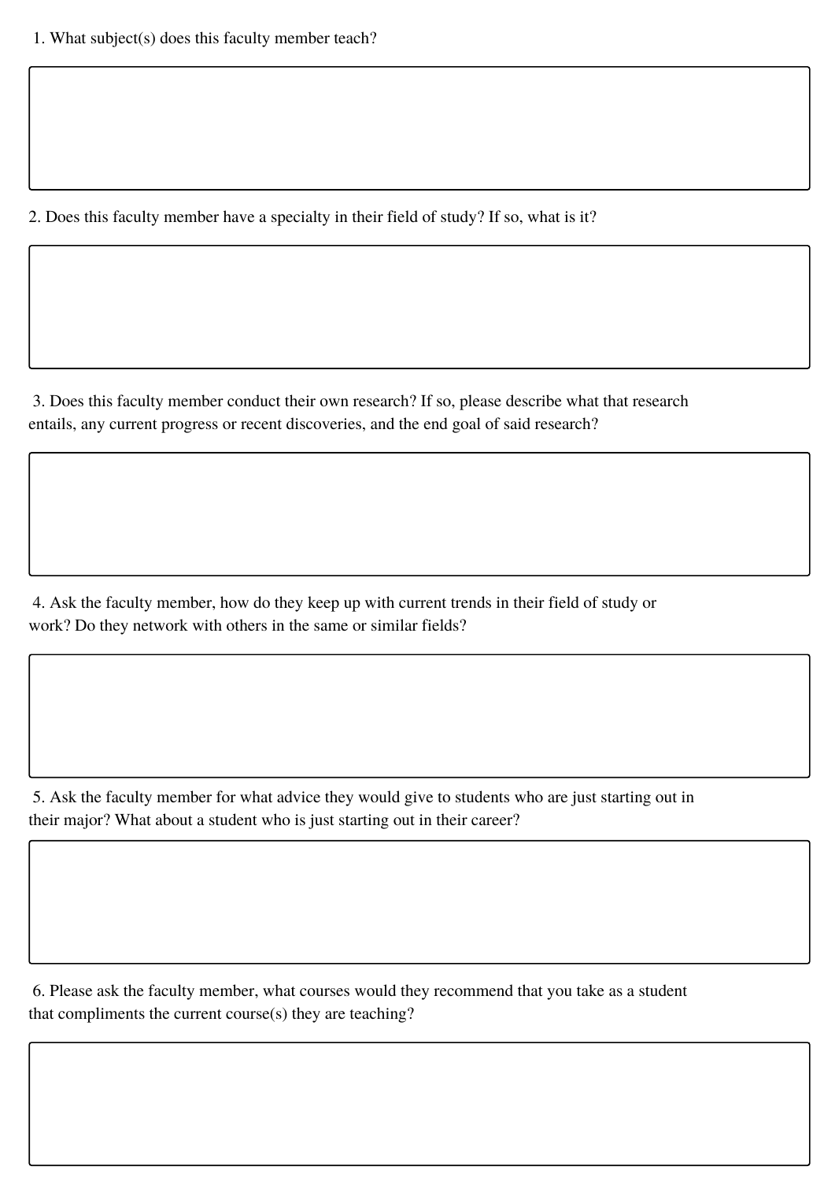1. What subject(s) does this faculty member teach?

2. Does this faculty member have a specialty in their field of study? If so, what is it?

3. Does this faculty member conduct their own research? If so, please describe what that research entails, any current progress or recent discoveries, and the end goal of said research?

4. Ask the faculty member, how do they keep up with current trends in their field of study or work? Do they network with others in the same or similar fields?

5. Ask the faculty member for what advice they would give to students who are just starting out in their major? What about a student who is just starting out in their career?

6. Please ask the faculty member, what courses would they recommend that you take as a student that compliments the current course(s) they are teaching?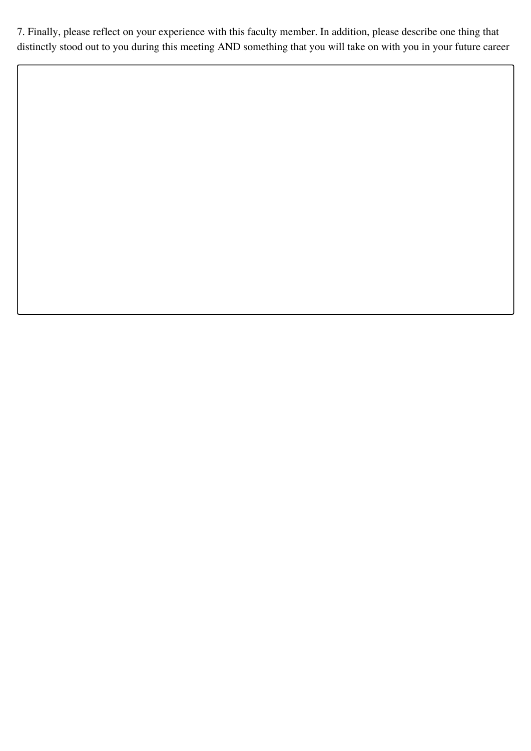7. Finally, please reflect on your experience with this faculty member. In addition, please describe one thing that distinctly stood out to you during this meeting AND something that you will take on with you in your future career